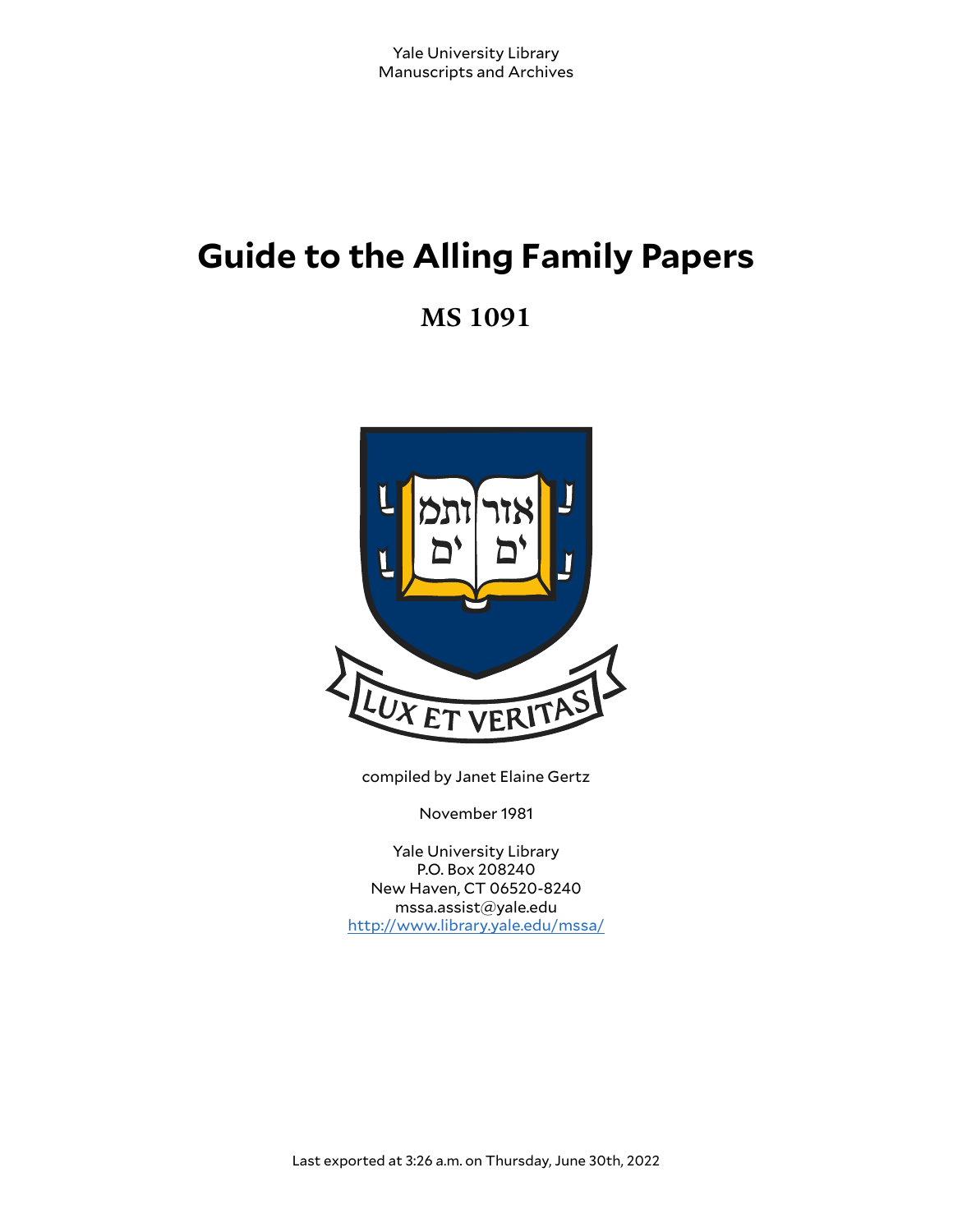Yale University Library
Manuscripts and Archives

# Guide to the Alling Family Papers

## MS 1091

compiled by Janet Elaine Gertz

November 1981

Yale University Library
P.O. Box 208240
New Haven, CT 06520-8240
mssa.assist@yale.edu
http://www.library.yale.edu/mssa/

Last exported at 3:26 a.m. on Thursday, June 30th, 2022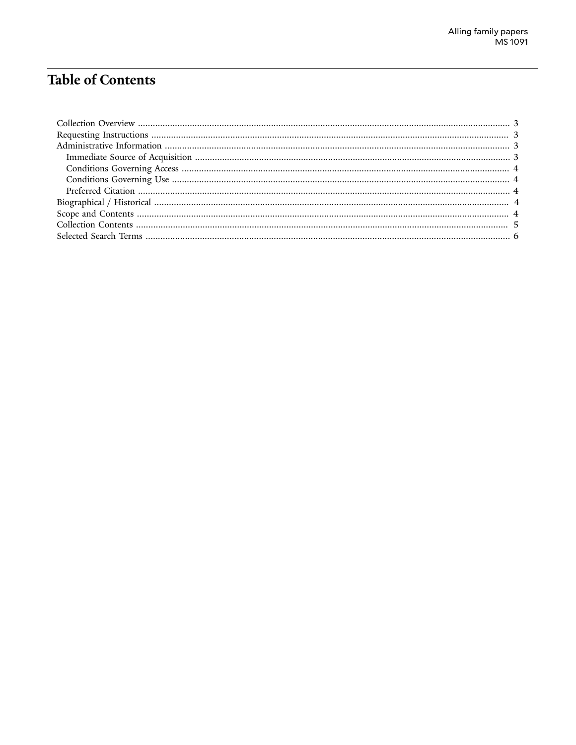# Table of Contents

- Collection Overview ........................................ 3
- Requesting Instructions ........................................ 3
- Administrative Information ........................................ 3
  - Immediate Source of Acquisition ........................................ 3
  - Conditions Governing Access ........................................ 4
  - Conditions Governing Use ........................................ 4
  - Preferred Citation ........................................ 4
- Biographical / Historical ........................................ 4
- Scope and Contents ........................................ 4
- Collection Contents ........................................ 5
- Selected Search Terms ........................................ 6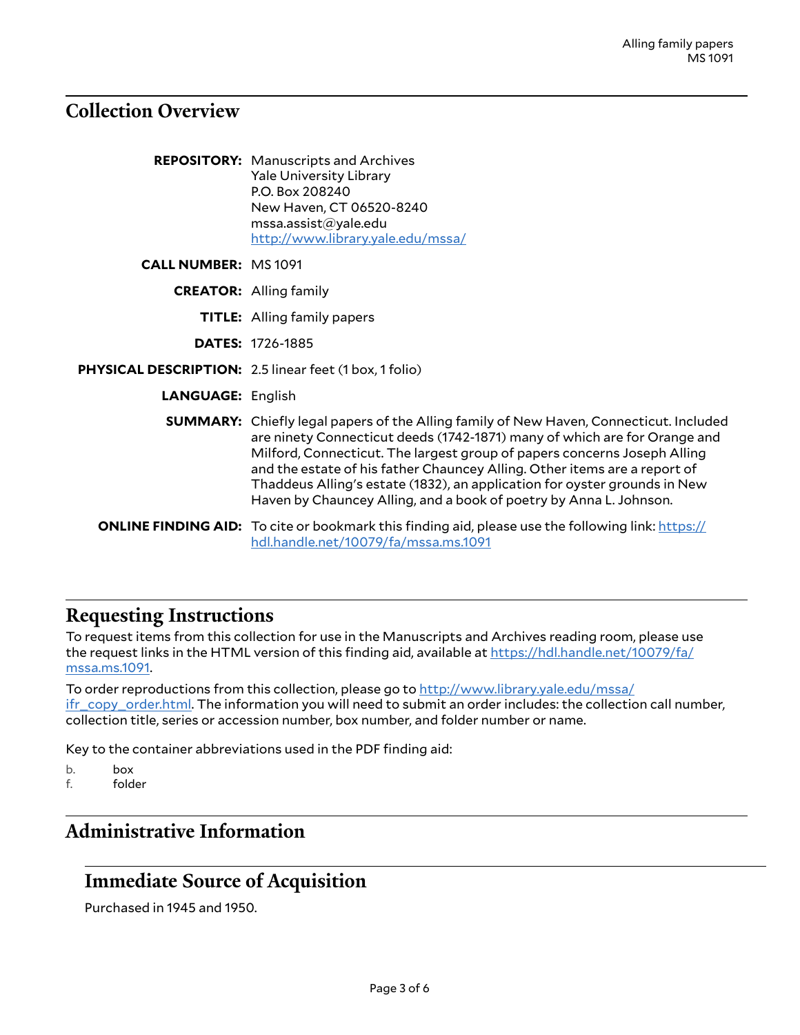## Collection Overview

**REPOSITORY:** Manuscripts and Archives
Yale University Library
P.O. Box 208240
New Haven, CT 06520-8240
mssa.assist@yale.edu
http://www.library.yale.edu/mssa/

**CALL NUMBER:** MS 1091

**CREATOR:** Alling family

**TITLE:** Alling family papers

**DATES:** 1726-1885

**PHYSICAL DESCRIPTION:** 2.5 linear feet (1 box, 1 folio)

**LANGUAGE:** English

**SUMMARY:** Chiefly legal papers of the Alling family of New Haven, Connecticut. Included are ninety Connecticut deeds (1742-1871) many of which are for Orange and Milford, Connecticut. The largest group of papers concerns Joseph Alling and the estate of his father Chauncey Alling. Other items are a report of Thaddeus Alling's estate (1832), an application for oyster grounds in New Haven by Chauncey Alling, and a book of poetry by Anna L. Johnson.

**ONLINE FINDING AID:** To cite or bookmark this finding aid, please use the following link: https://hdl.handle.net/10079/fa/mssa.ms.1091

## Requesting Instructions

To request items from this collection for use in the Manuscripts and Archives reading room, please use the request links in the HTML version of this finding aid, available at https://hdl.handle.net/10079/fa/mssa.ms.1091.

To order reproductions from this collection, please go to http://www.library.yale.edu/mssa/ifr_copy_order.html. The information you will need to submit an order includes: the collection call number, collection title, series or accession number, box number, and folder number or name.

Key to the container abbreviations used in the PDF finding aid:

b. box
f. folder

## Administrative Information

### Immediate Source of Acquisition

Purchased in 1945 and 1950.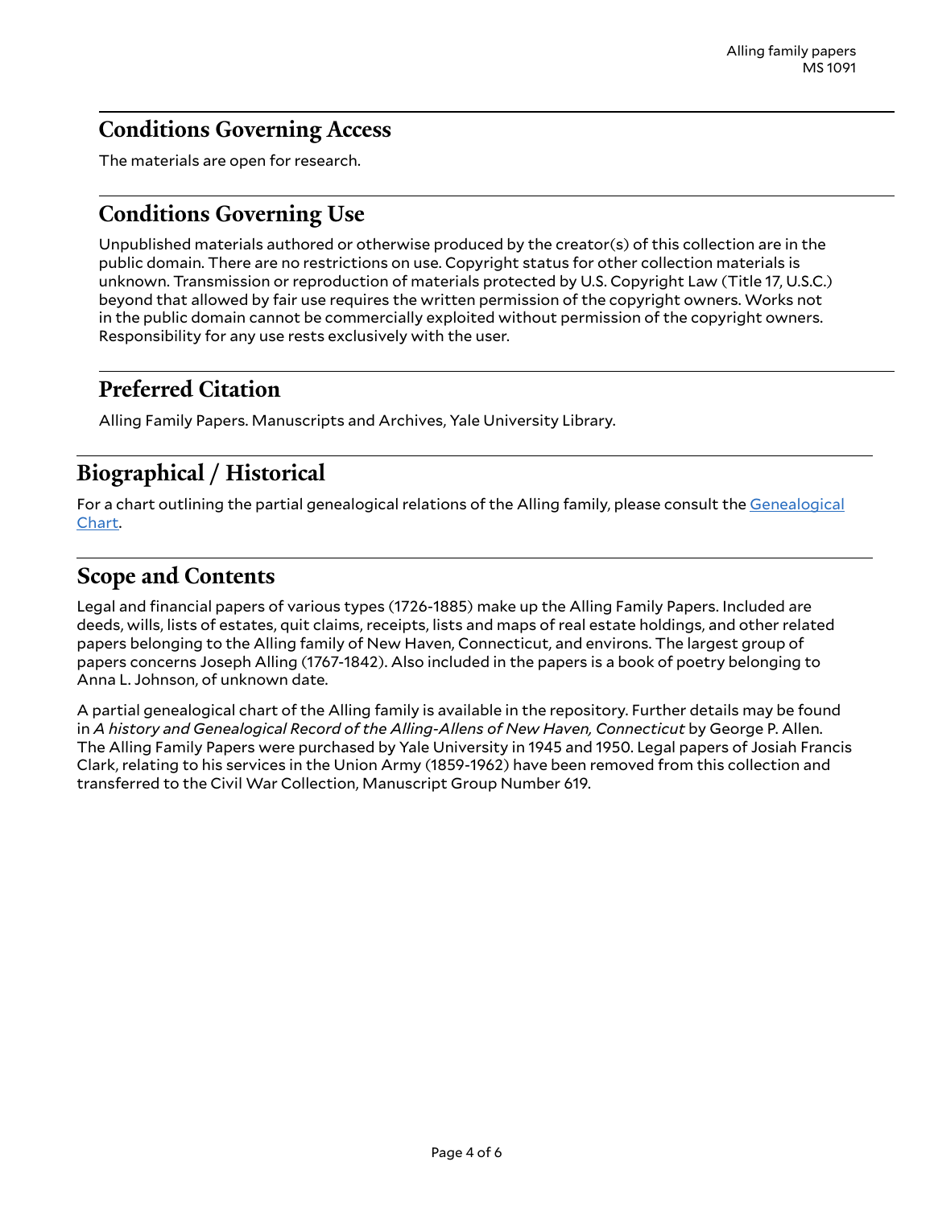## Conditions Governing Access

The materials are open for research.

## Conditions Governing Use

Unpublished materials authored or otherwise produced by the creator(s) of this collection are in the public domain. There are no restrictions on use. Copyright status for other collection materials is unknown. Transmission or reproduction of materials protected by U.S. Copyright Law (Title 17, U.S.C.) beyond that allowed by fair use requires the written permission of the copyright owners. Works not in the public domain cannot be commercially exploited without permission of the copyright owners. Responsibility for any use rests exclusively with the user.

## Preferred Citation

Alling Family Papers. Manuscripts and Archives, Yale University Library.

# Biographical / Historical

For a chart outlining the partial genealogical relations of the Alling family, please consult the [Genealogical Chart].

# Scope and Contents

Legal and financial papers of various types (1726-1885) make up the Alling Family Papers. Included are deeds, wills, lists of estates, quit claims, receipts, lists and maps of real estate holdings, and other related papers belonging to the Alling family of New Haven, Connecticut, and environs. The largest group of papers concerns Joseph Alling (1767-1842). Also included in the papers is a book of poetry belonging to Anna L. Johnson, of unknown date.

A partial genealogical chart of the Alling family is available in the repository. Further details may be found in *A history and Genealogical Record of the Alling-Allens of New Haven, Connecticut* by George P. Allen. The Alling Family Papers were purchased by Yale University in 1945 and 1950. Legal papers of Josiah Francis Clark, relating to his services in the Union Army (1859-1962) have been removed from this collection and transferred to the Civil War Collection, Manuscript Group Number 619.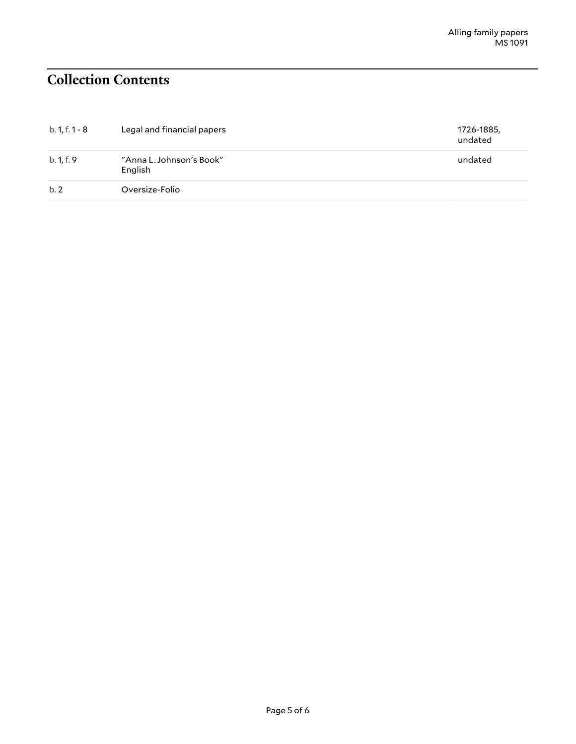## Collection Contents

| | | |
|---|---|---|
| b. 1, f. 1 - 8 | Legal and financial papers | 1726-1885, undated |
| b. 1, f. 9 | "Anna L. Johnson's Book" English | undated |
| b. 2 | Oversize-Folio | |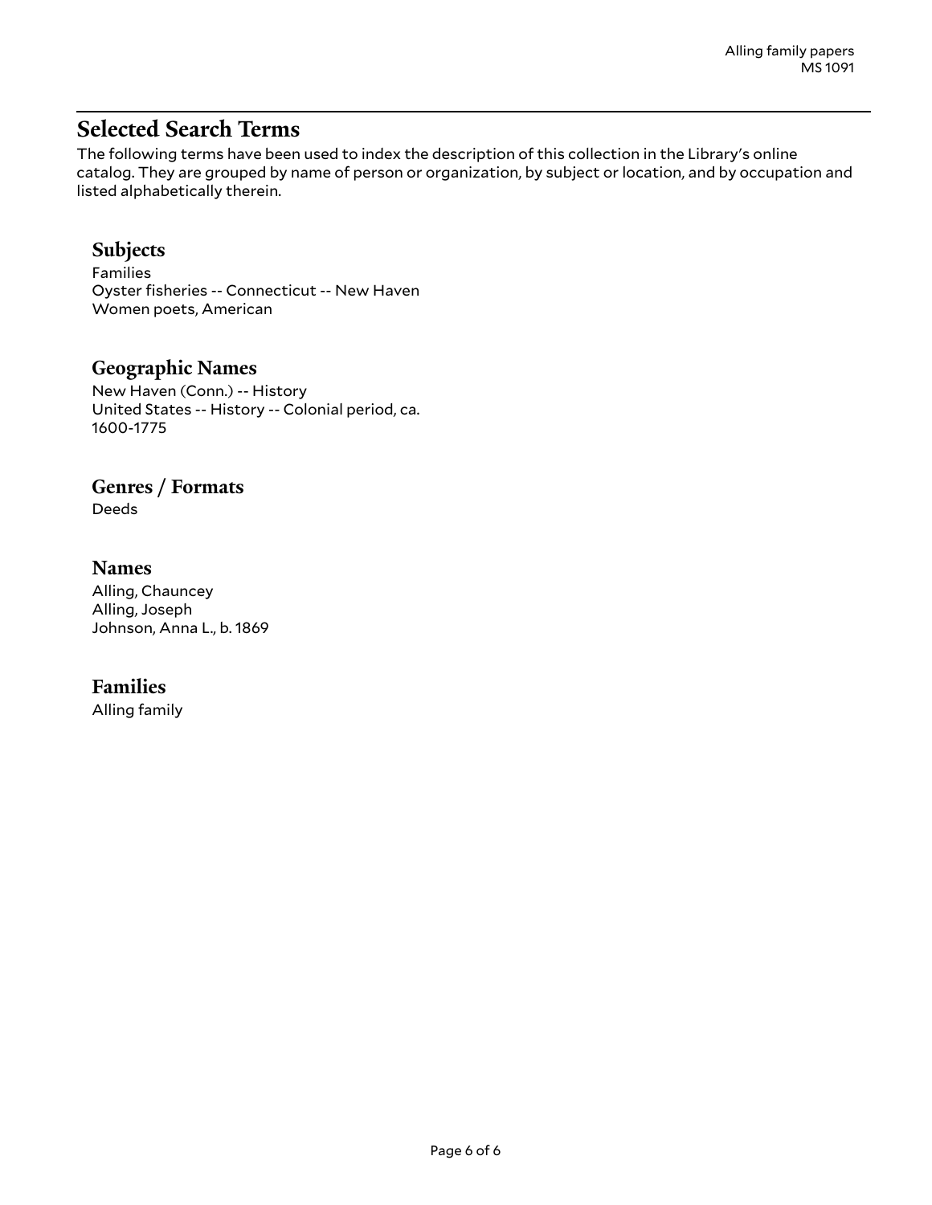## Selected Search Terms

The following terms have been used to index the description of this collection in the Library's online catalog. They are grouped by name of person or organization, by subject or location, and by occupation and listed alphabetically therein.

### Subjects

Families
Oyster fisheries -- Connecticut -- New Haven
Women poets, American

### Geographic Names

New Haven (Conn.) -- History
United States -- History -- Colonial period, ca. 1600-1775

### Genres / Formats

Deeds

### Names

Alling, Chauncey
Alling, Joseph
Johnson, Anna L., b. 1869

### Families

Alling family